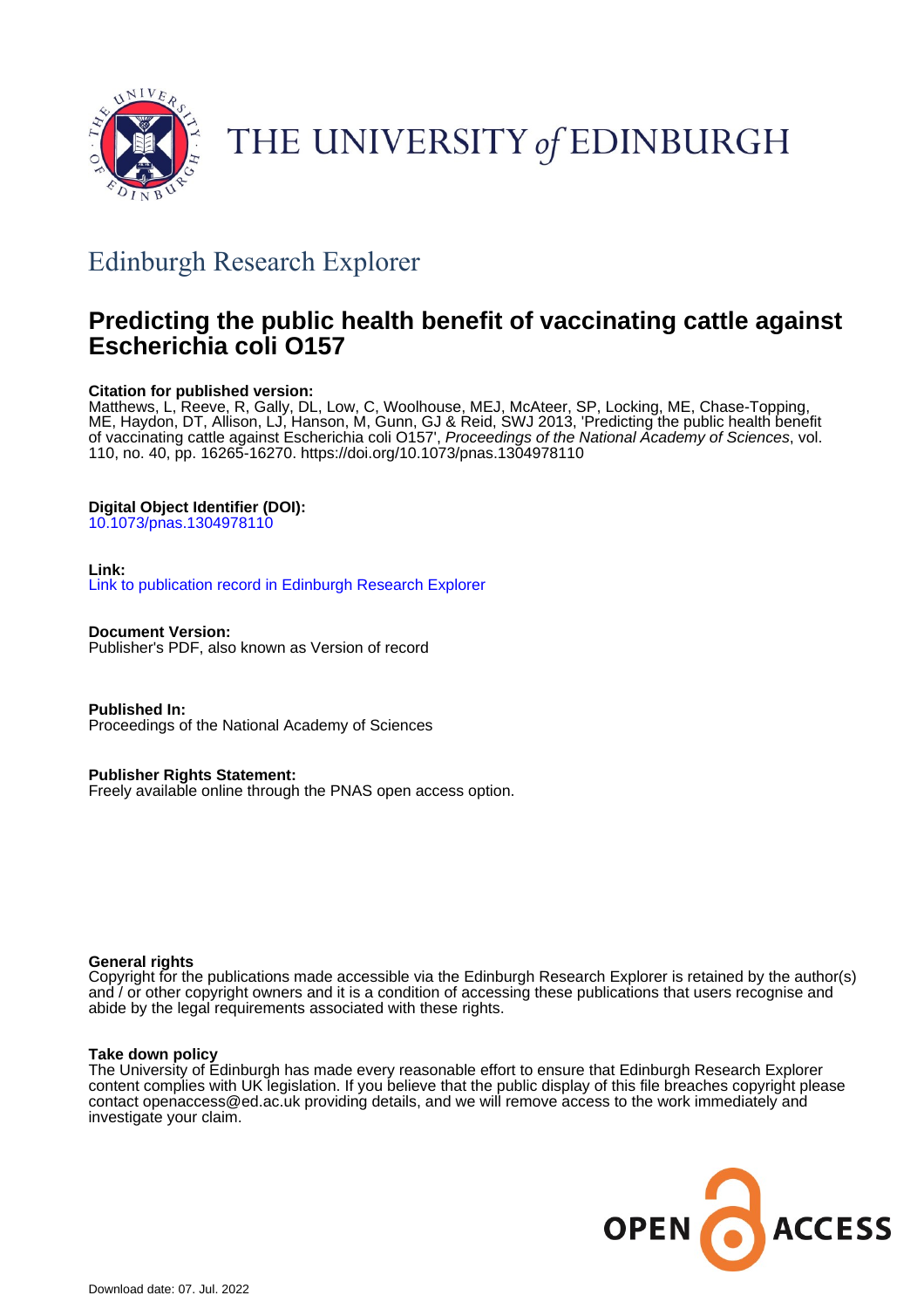# THE UNIVERSITY of EDINBURGH

## Edinburgh Research Explorer

# Predicting the public health benefit of vaccinating cattle against Escherichia coli O157

**Citation for published version:**
Matthews, L, Reeve, R, Gally, DL, Low, C, Woolhouse, MEJ, McAteer, SP, Locking, ME, Chase-Topping, ME, Haydon, DT, Allison, LJ, Hanson, M, Gunn, GJ & Reid, SWJ 2013, 'Predicting the public health benefit of vaccinating cattle against Escherichia coli O157', *Proceedings of the National Academy of Sciences*, vol. 110, no. 40, pp. 16265-16270. https://doi.org/10.1073/pnas.1304978110

**Digital Object Identifier (DOI):**
10.1073/pnas.1304978110

**Link:**
Link to publication record in Edinburgh Research Explorer

**Document Version:**
Publisher's PDF, also known as Version of record

**Published In:**
Proceedings of the National Academy of Sciences

**Publisher Rights Statement:**
Freely available online through the PNAS open access option.

**General rights**
Copyright for the publications made accessible via the Edinburgh Research Explorer is retained by the author(s) and / or other copyright owners and it is a condition of accessing these publications that users recognise and abide by the legal requirements associated with these rights.

**Take down policy**
The University of Edinburgh has made every reasonable effort to ensure that Edinburgh Research Explorer content complies with UK legislation. If you believe that the public display of this file breaches copyright please contact openaccess@ed.ac.uk providing details, and we will remove access to the work immediately and investigate your claim.

OPEN ACCESS

Download date: 07. Jul. 2022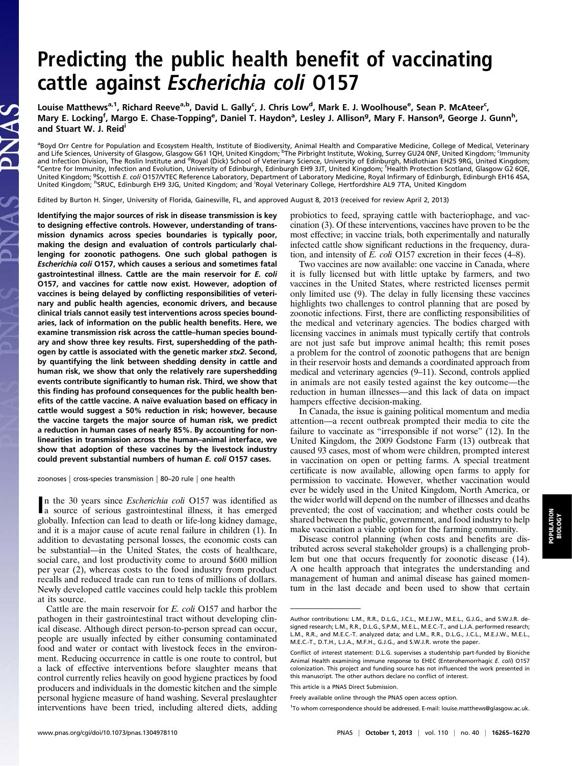# Predicting the public health benefit of vaccinating cattle against *Escherichia coli* O157

Louise Matthews[a,1], Richard Reeve[a,b], David L. Gally[c], J. Chris Low[d], Mark E. J. Woolhouse[e], Sean P. McAteer[c], Mary E. Locking[f], Margo E. Chase-Topping[e], Daniel T. Haydon[a], Lesley J. Allison[g], Mary F. Hanson[g], George J. Gunn[h], and Stuart W. J. Reid[i]

[a]Boyd Orr Centre for Population and Ecosystem Health, Institute of Biodiversity, Animal Health and Comparative Medicine, College of Medical, Veterinary and Life Sciences, University of Glasgow, Glasgow G61 1QH, United Kingdom; [b]The Pirbright Institute, Woking, Surrey GU24 0NF, United Kingdom; [c]Immunity and Infection Division, The Roslin Institute and [d]Royal (Dick) School of Veterinary Science, University of Edinburgh, Midlothian EH25 9RG, United Kingdom; [e]Centre for Immunity, Infection and Evolution, University of Edinburgh, Edinburgh EH9 3JT, United Kingdom; [f]Health Protection Scotland, Glasgow G2 6QE, United Kingdom; [g]Scottish *E. coli* O157/VTEC Reference Laboratory, Department of Laboratory Medicine, Royal Infirmary of Edinburgh, Edinburgh EH16 4SA, United Kingdom; [h]SRUC, Edinburgh EH9 3JG, United Kingdom; and [i]Royal Veterinary College, Hertfordshire AL9 7TA, United Kingdom

Edited by Burton H. Singer, University of Florida, Gainesville, FL, and approved August 8, 2013 (received for review April 2, 2013)

**Identifying the major sources of risk in disease transmission is key to designing effective controls. However, understanding of transmission dynamics across species boundaries is typically poor, making the design and evaluation of controls particularly challenging for zoonotic pathogens. One such global pathogen is *Escherichia coli* O157, which causes a serious and sometimes fatal gastrointestinal illness. Cattle are the main reservoir for *E. coli* O157, and vaccines for cattle now exist. However, adoption of vaccines is being delayed by conflicting responsibilities of veterinary and public health agencies, economic drivers, and because clinical trials cannot easily test interventions across species boundaries, lack of information on the public health benefits. Here, we examine transmission risk across the cattle–human species boundary and show three key results. First, supershedding of the pathogen by cattle is associated with the genetic marker *stx2*. Second, by quantifying the link between shedding density in cattle and human risk, we show that only the relatively rare supershedding events contribute significantly to human risk. Third, we show that this finding has profound consequences for the public health benefits of the cattle vaccine. A naïve evaluation based on efficacy in cattle would suggest a 50% reduction in risk; however, because the vaccine targets the major source of human risk, we predict a reduction in human cases of nearly 85%. By accounting for nonlinearities in transmission across the human–animal interface, we show that adoption of these vaccines by the livestock industry could prevent substantial numbers of human *E. coli* O157 cases.**

zoonoses | cross-species transmission | 80–20 rule | one health

In the 30 years since *Escherichia coli* O157 was identified as a source of serious gastrointestinal illness, it has emerged globally. Infection can lead to death or life-long kidney damage, and it is a major cause of acute renal failure in children (1). In addition to devastating personal losses, the economic costs can be substantial—in the United States, the costs of healthcare, social care, and lost productivity come to around $600 million per year (2), whereas costs to the food industry from product recalls and reduced trade can run to tens of millions of dollars. Newly developed cattle vaccines could help tackle this problem at its source.

Cattle are the main reservoir for *E. coli* O157 and harbor the pathogen in their gastrointestinal tract without developing clinical disease. Although direct person-to-person spread can occur, people are usually infected by either consuming contaminated food and water or contact with livestock feces in the environment. Reducing occurrence in cattle is one route to control, but a lack of effective interventions before slaughter means that control currently relies heavily on good hygiene practices by food producers and individuals in the domestic kitchen and the simple personal hygiene measure of hand washing. Several preslaughter interventions have been tried, including altered diets, adding probiotics to feed, spraying cattle with bacteriophage, and vaccination (3). Of these interventions, vaccines have proven to be the most effective; in vaccine trials, both experimentally and naturally infected cattle show significant reductions in the frequency, duration, and intensity of *E. coli* O157 excretion in their feces (4–8).

Two vaccines are now available: one vaccine in Canada, where it is fully licensed but with little uptake by farmers, and two vaccines in the United States, where restricted licenses permit only limited use (9). The delay in fully licensing these vaccines highlights two challenges to control planning that are posed by zoonotic infections. First, there are conflicting responsibilities of the medical and veterinary agencies. The bodies charged with licensing vaccines in animals must typically certify that controls are not just safe but improve animal health; this remit poses a problem for the control of zoonotic pathogens that are benign in their reservoir hosts and demands a coordinated approach from medical and veterinary agencies (9–11). Second, controls applied in animals are not easily tested against the key outcome—the reduction in human illnesses—and this lack of data on impact hampers effective decision-making.

In Canada, the issue is gaining political momentum and media attention—a recent outbreak prompted their media to cite the failure to vaccinate as "irresponsible if not worse" (12). In the United Kingdom, the 2009 Godstone Farm (13) outbreak that caused 93 cases, most of whom were children, prompted interest in vaccination on open or petting farms. A special treatment certificate is now available, allowing open farms to apply for permission to vaccinate. However, whether vaccination would ever be widely used in the United Kingdom, North America, or the wider world will depend on the number of illnesses and deaths prevented; the cost of vaccination; and whether costs could be shared between the public, government, and food industry to help make vaccination a viable option for the farming community.

Disease control planning (when costs and benefits are distributed across several stakeholder groups) is a challenging problem but one that occurs frequently for zoonotic disease (14). A one health approach that integrates the understanding and management of human and animal disease has gained momentum in the last decade and been used to show that certain

Author contributions: L.M., R.R., D.L.G., J.C.L., M.E.J.W., M.E.L., G.J.G., and S.W.J.R. designed research; L.M., R.R., D.L.G., S.P.M., M.E.L., M.E.C.-T., and L.J.A. performed research; L.M., R.R., and M.E.C.-T. analyzed data; and L.M., R.R., D.L.G., J.C.L., M.E.J.W., M.E.L., M.E.C.-T., D.T.H., L.J.A., M.F.H., G.J.G., and S.W.J.R. wrote the paper.

Conflict of interest statement: D.L.G. supervises a studentship part-funded by Bioniche Animal Health examining immune response to EHEC (Enterohemorrhagic *E. coli*) O157 colonization. This project and funding source has not influenced the work presented in this manuscript. The other authors declare no conflict of interest.

This article is a PNAS Direct Submission.

Freely available online through the PNAS open access option.

[1]To whom correspondence should be addressed. E-mail: louise.matthews@glasgow.ac.uk.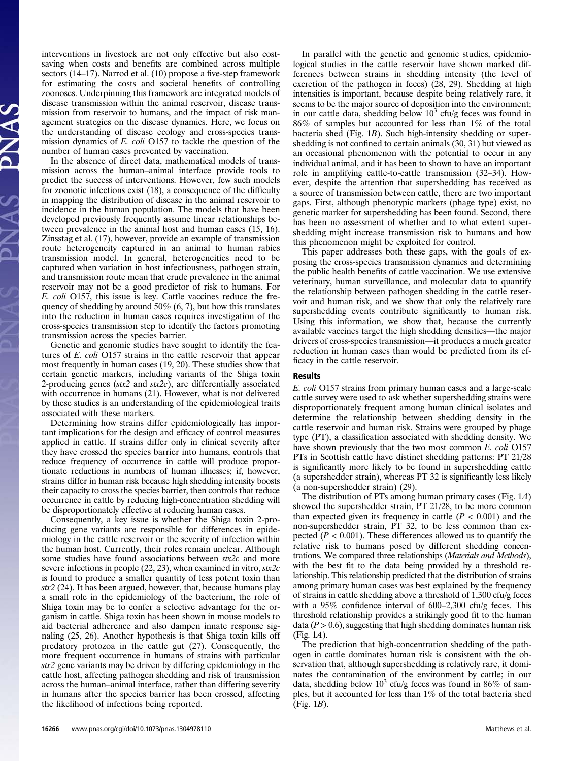interventions in livestock are not only effective but also cost-saving when costs and benefits are combined across multiple sectors (14–17). Narrod et al. (10) propose a five-step framework for estimating the costs and societal benefits of controlling zoonoses. Underpinning this framework are integrated models of disease transmission within the animal reservoir, disease transmission from reservoir to humans, and the impact of risk management strategies on the disease dynamics. Here, we focus on the understanding of disease ecology and cross-species transmission dynamics of *E. coli* O157 to tackle the question of the number of human cases prevented by vaccination.

In the absence of direct data, mathematical models of transmission across the human–animal interface provide tools to predict the success of interventions. However, few such models for zoonotic infections exist (18), a consequence of the difficulty in mapping the distribution of disease in the animal reservoir to incidence in the human population. The models that have been developed previously frequently assume linear relationships between prevalence in the animal host and human cases (15, 16). Zinsstag et al. (17), however, provide an example of transmission route heterogeneity captured in an animal to human rabies transmission model. In general, heterogeneities need to be captured when variation in host infectiousness, pathogen strain, and transmission route mean that crude prevalence in the animal reservoir may not be a good predictor of risk to humans. For *E. coli* O157, this issue is key. Cattle vaccines reduce the frequency of shedding by around 50% (6, 7), but how this translates into the reduction in human cases requires investigation of the cross-species transmission step to identify the factors promoting transmission across the species barrier.

Genetic and genomic studies have sought to identify the features of *E. coli* O157 strains in the cattle reservoir that appear most frequently in human cases (19, 20). These studies show that certain genetic markers, including variants of the Shiga toxin 2-producing genes (*stx2* and *stx2c*), are differentially associated with occurrence in humans (21). However, what is not delivered by these studies is an understanding of the epidemiological traits associated with these markers.

Determining how strains differ epidemiologically has important implications for the design and efficacy of control measures applied in cattle. If strains differ only in clinical severity after they have crossed the species barrier into humans, controls that reduce frequency of occurrence in cattle will produce proportionate reductions in numbers of human illnesses; if, however, strains differ in human risk because high shedding intensity boosts their capacity to cross the species barrier, then controls that reduce occurrence in cattle by reducing high-concentration shedding will be disproportionately effective at reducing human cases.

Consequently, a key issue is whether the Shiga toxin 2-producing gene variants are responsible for differences in epidemiology in the cattle reservoir or the severity of infection within the human host. Currently, their roles remain unclear. Although some studies have found associations between *stx2c* and more severe infections in people (22, 23), when examined in vitro, *stx2c* is found to produce a smaller quantity of less potent toxin than *stx2* (24). It has been argued, however, that, because humans play a small role in the epidemiology of the bacterium, the role of Shiga toxin may be to confer a selective advantage for the organism in cattle. Shiga toxin has been shown in mouse models to aid bacterial adherence and also dampen innate response signaling (25, 26). Another hypothesis is that Shiga toxin kills off predatory protozoa in the cattle gut (27). Consequently, the more frequent occurrence in humans of strains with particular *stx2* gene variants may be driven by differing epidemiology in the cattle host, affecting pathogen shedding and risk of transmission across the human–animal interface, rather than differing severity in humans after the species barrier has been crossed, affecting the likelihood of infections being reported.

In parallel with the genetic and genomic studies, epidemiological studies in the cattle reservoir have shown marked differences between strains in shedding intensity (the level of excretion of the pathogen in feces) (28, 29). Shedding at high intensities is important, because despite being relatively rare, it seems to be the major source of deposition into the environment; in our cattle data, shedding below $10^3$ cfu/g feces was found in 86% of samples but accounted for less than 1% of the total bacteria shed (Fig. 1*B*). Such high-intensity shedding or supershedding is not confined to certain animals (30, 31) but viewed as an occasional phenomenon with the potential to occur in any individual animal, and it has been to shown to have an important role in amplifying cattle-to-cattle transmission (32–34). However, despite the attention that supershedding has received as a source of transmission between cattle, there are two important gaps. First, although phenotypic markers (phage type) exist, no genetic marker for supershedding has been found. Second, there has been no assessment of whether and to what extent supershedding might increase transmission risk to humans and how this phenomenon might be exploited for control.

This paper addresses both these gaps, with the goals of exposing the cross-species transmission dynamics and determining the public health benefits of cattle vaccination. We use extensive veterinary, human surveillance, and molecular data to quantify the relationship between pathogen shedding in the cattle reservoir and human risk, and we show that only the relatively rare supershedding events contribute significantly to human risk. Using this information, we show that, because the currently available vaccines target the high shedding densities—the major drivers of cross-species transmission—it produces a much greater reduction in human cases than would be predicted from its efficacy in the cattle reservoir.

## Results

*E. coli* O157 strains from primary human cases and a large-scale cattle survey were used to ask whether supershedding strains were disproportionately frequent among human clinical isolates and determine the relationship between shedding density in the cattle reservoir and human risk. Strains were grouped by phage type (PT), a classification associated with shedding density. We have shown previously that the two most common *E. coli* O157 PTs in Scottish cattle have distinct shedding patterns: PT 21/28 is significantly more likely to be found in supershedding cattle (a supershedder strain), whereas PT 32 is significantly less likely (a non-supershedder strain) (29).

The distribution of PTs among human primary cases (Fig. 1*A*) showed the supershedder strain, PT 21/28, to be more common than expected given its frequency in cattle ($P < 0.001$) and the non-supershedder strain, PT 32, to be less common than expected ($P < 0.001$). These differences allowed us to quantify the relative risk to humans posed by different shedding concentrations. We compared three relationships (*Materials and Methods*), with the best fit to the data being provided by a threshold relationship. This relationship predicted that the distribution of strains among primary human cases was best explained by the frequency of strains in cattle shedding above a threshold of 1,300 cfu/g feces with a 95% confidence interval of 600–2,300 cfu/g feces. This threshold relationship provides a strikingly good fit to the human data ($P > 0.6$), suggesting that high shedding dominates human risk (Fig. 1*A*).

The prediction that high-concentration shedding of the pathogen in cattle dominates human risk is consistent with the observation that, although supershedding is relatively rare, it dominates the contamination of the environment by cattle; in our data, shedding below $10^3$ cfu/g feces was found in 86% of samples, but it accounted for less than 1% of the total bacteria shed (Fig. 1*B*).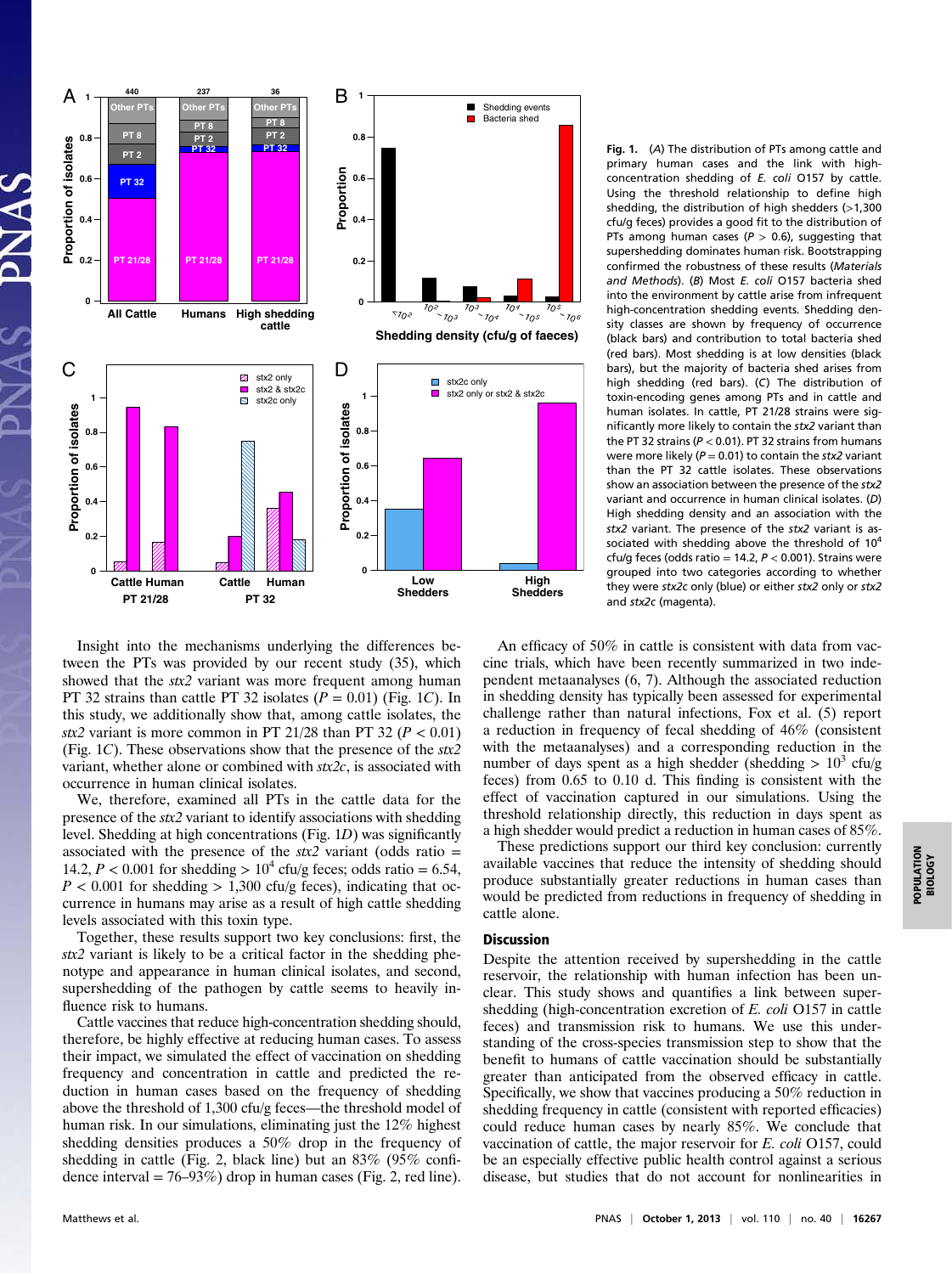**Fig. 1.** (*A*) The distribution of PTs among cattle and primary human cases and the link with high-concentration shedding of *E. coli* O157 by cattle. Using the threshold relationship to define high shedding, the distribution of high shedders (>1,300 cfu/g feces) provides a good fit to the distribution of PTs among human cases ($P > 0.6$), suggesting that supershedding dominates human risk. Bootstrapping confirmed the robustness of these results (*Materials and Methods*). (*B*) Most *E. coli* O157 bacteria shed into the environment by cattle arise from infrequent high-concentration shedding events. Shedding density classes are shown by frequency of occurrence (black bars) and contribution to total bacteria shed (red bars). Most shedding is at low densities (black bars), but the majority of bacteria shed arises from high shedding (red bars). (*C*) The distribution of toxin-encoding genes among PTs and in cattle and human isolates. In cattle, PT 21/28 strains were significantly more likely to contain the *stx2* variant than the PT 32 strains ($P < 0.01$). PT 32 strains from humans were more likely ($P = 0.01$) to contain the *stx2* variant than the PT 32 cattle isolates. These observations show an association between the presence of the *stx2* variant and occurrence in human clinical isolates. (*D*) High shedding density and an association with the *stx2* variant. The presence of the *stx2* variant is associated with shedding above the threshold of $10^4$ cfu/g feces (odds ratio = 14.2, $P < 0.001$). Strains were grouped into two categories according to whether they were *stx2c* only (blue) or either *stx2* only or *stx2* and *stx2c* (magenta).

Insight into the mechanisms underlying the differences between the PTs was provided by our recent study (35), which showed that the *stx2* variant was more frequent among human PT 32 strains than cattle PT 32 isolates ($P = 0.01$) (Fig. 1*C*). In this study, we additionally show that, among cattle isolates, the *stx2* variant is more common in PT 21/28 than PT 32 ($P < 0.01$) (Fig. 1*C*). These observations show that the presence of the *stx2* variant, whether alone or combined with *stx2c*, is associated with occurrence in human clinical isolates.

We, therefore, examined all PTs in the cattle data for the presence of the *stx2* variant to identify associations with shedding level. Shedding at high concentrations (Fig. 1*D*) was significantly associated with the presence of the *stx2* variant (odds ratio = 14.2, $P < 0.001$ for shedding > $10^4$ cfu/g feces; odds ratio = 6.54, $P < 0.001$ for shedding > 1,300 cfu/g feces), indicating that occurrence in humans may arise as a result of high cattle shedding levels associated with this toxin type.

Together, these results support two key conclusions: first, the *stx2* variant is likely to be a critical factor in the shedding phenotype and appearance in human clinical isolates, and second, supershedding of the pathogen by cattle seems to heavily influence risk to humans.

Cattle vaccines that reduce high-concentration shedding should, therefore, be highly effective at reducing human cases. To assess their impact, we simulated the effect of vaccination on shedding frequency and concentration in cattle and predicted the reduction in human cases based on the frequency of shedding above the threshold of 1,300 cfu/g feces—the threshold model of human risk. In our simulations, eliminating just the 12% highest shedding densities produces a 50% drop in the frequency of shedding in cattle (Fig. 2, black line) but an 83% (95% confidence interval = 76–93%) drop in human cases (Fig. 2, red line).

An efficacy of 50% in cattle is consistent with data from vaccine trials, which have been recently summarized in two independent metaanalyses (6, 7). Although the associated reduction in shedding density has typically been assessed for experimental challenge rather than natural infections, Fox et al. (5) report a reduction in frequency of fecal shedding of 46% (consistent with the metaanalyses) and a corresponding reduction in the number of days spent as a high shedder (shedding > $10^3$ cfu/g feces) from 0.65 to 0.10 d. This finding is consistent with the effect of vaccination captured in our simulations. Using the threshold relationship directly, this reduction in days spent as a high shedder would predict a reduction in human cases of 85%.

These predictions support our third key conclusion: currently available vaccines that reduce the intensity of shedding should produce substantially greater reductions in human cases than would be predicted from reductions in frequency of shedding in cattle alone.

## Discussion

Despite the attention received by supershedding in the cattle reservoir, the relationship with human infection has been unclear. This study shows and quantifies a link between supershedding (high-concentration excretion of *E. coli* O157 in cattle feces) and transmission risk to humans. We use this understanding of the cross-species transmission step to show that the benefit to humans of cattle vaccination should be substantially greater than anticipated from the observed efficacy in cattle. Specifically, we show that vaccines producing a 50% reduction in shedding frequency in cattle (consistent with reported efficacies) could reduce human cases by nearly 85%. We conclude that vaccination of cattle, the major reservoir for *E. coli* O157, could be an especially effective public health control against a serious disease, but studies that do not account for nonlinearities in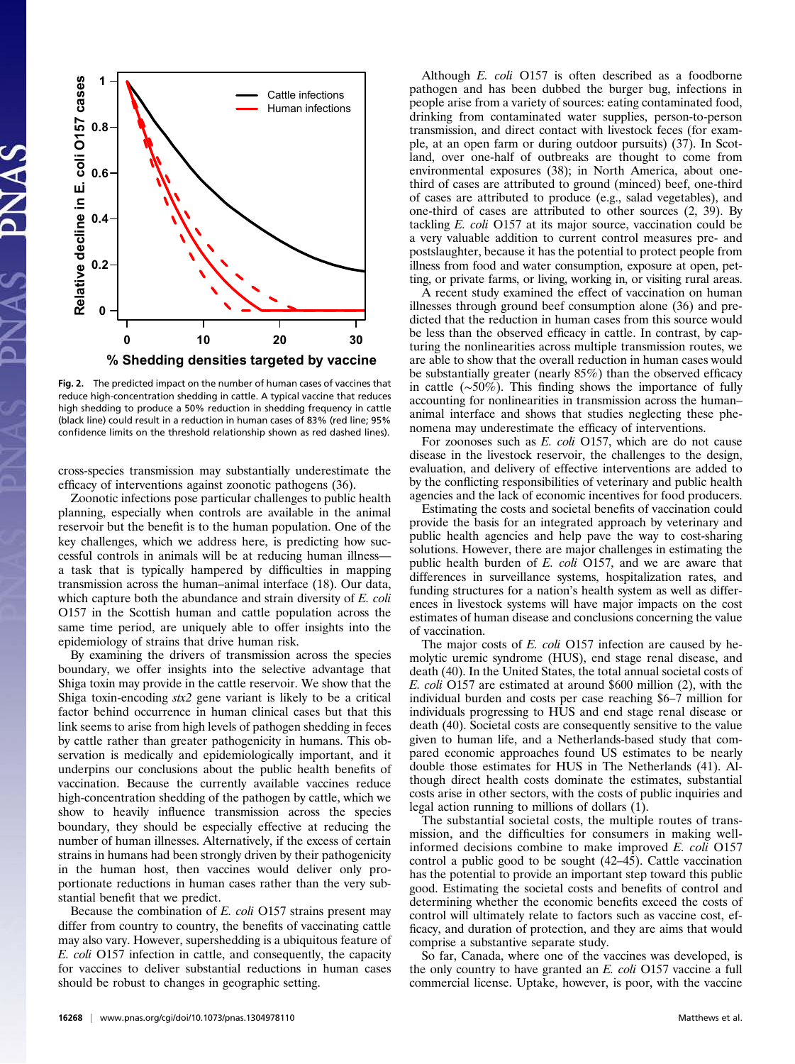**Fig. 2.** The predicted impact on the number of human cases of vaccines that reduce high-concentration shedding in cattle. A typical vaccine that reduces high shedding to produce a 50% reduction in shedding frequency in cattle (black line) could result in a reduction in human cases of 83% (red line; 95% confidence limits on the threshold relationship shown as red dashed lines).

cross-species transmission may substantially underestimate the efficacy of interventions against zoonotic pathogens (36).

Zoonotic infections pose particular challenges to public health planning, especially when controls are available in the animal reservoir but the benefit is to the human population. One of the key challenges, which we address here, is predicting how successful controls in animals will be at reducing human illness—a task that is typically hampered by difficulties in mapping transmission across the human–animal interface (18). Our data, which capture both the abundance and strain diversity of *E. coli* O157 in the Scottish human and cattle population across the same time period, are uniquely able to offer insights into the epidemiology of strains that drive human risk.

By examining the drivers of transmission across the species boundary, we offer insights into the selective advantage that Shiga toxin may provide in the cattle reservoir. We show that the Shiga toxin-encoding *stx2* gene variant is likely to be a critical factor behind occurrence in human clinical cases but that this link seems to arise from high levels of pathogen shedding in feces by cattle rather than greater pathogenicity in humans. This observation is medically and epidemiologically important, and it underpins our conclusions about the public health benefits of vaccination. Because the currently available vaccines reduce high-concentration shedding of the pathogen by cattle, which we show to heavily influence transmission across the species boundary, they should be especially effective at reducing the number of human illnesses. Alternatively, if the excess of certain strains in humans had been strongly driven by their pathogenicity in the human host, then vaccines would deliver only proportionate reductions in human cases rather than the very substantial benefit that we predict.

Because the combination of *E. coli* O157 strains present may differ from country to country, the benefits of vaccinating cattle may also vary. However, supershedding is a ubiquitous feature of *E. coli* O157 infection in cattle, and consequently, the capacity for vaccines to deliver substantial reductions in human cases should be robust to changes in geographic setting.

Although *E. coli* O157 is often described as a foodborne pathogen and has been dubbed the burger bug, infections in people arise from a variety of sources: eating contaminated food, drinking from contaminated water supplies, person-to-person transmission, and direct contact with livestock feces (for example, at an open farm or during outdoor pursuits) (37). In Scotland, over one-half of outbreaks are thought to come from environmental exposures (38); in North America, about one-third of cases are attributed to ground (minced) beef, one-third of cases are attributed to produce (e.g., salad vegetables), and one-third of cases are attributed to other sources (2, 39). By tackling *E. coli* O157 at its major source, vaccination could be a very valuable addition to current control measures pre- and postslaughter, because it has the potential to protect people from illness from food and water consumption, exposure at open, petting, or private farms, or living, working in, or visiting rural areas.

A recent study examined the effect of vaccination on human illnesses through ground beef consumption alone (36) and predicted that the reduction in human cases from this source would be less than the observed efficacy in cattle. In contrast, by capturing the nonlinearities across multiple transmission routes, we are able to show that the overall reduction in human cases would be substantially greater (nearly 85%) than the observed efficacy in cattle (~50%). This finding shows the importance of fully accounting for nonlinearities in transmission across the human–animal interface and shows that studies neglecting these phenomena may underestimate the efficacy of interventions.

For zoonoses such as *E. coli* O157, which are do not cause disease in the livestock reservoir, the challenges to the design, evaluation, and delivery of effective interventions are added to by the conflicting responsibilities of veterinary and public health agencies and the lack of economic incentives for food producers.

Estimating the costs and societal benefits of vaccination could provide the basis for an integrated approach by veterinary and public health agencies and help pave the way to cost-sharing solutions. However, there are major challenges in estimating the public health burden of *E. coli* O157, and we are aware that differences in surveillance systems, hospitalization rates, and funding structures for a nation's health system as well as differences in livestock systems will have major impacts on the cost estimates of human disease and conclusions concerning the value of vaccination.

The major costs of *E. coli* O157 infection are caused by hemolytic uremic syndrome (HUS), end stage renal disease, and death (40). In the United States, the total annual societal costs of *E. coli* O157 are estimated at around $600 million (2), with the individual burden and costs per case reaching $6–7 million for individuals progressing to HUS and end stage renal disease or death (40). Societal costs are consequently sensitive to the value given to human life, and a Netherlands-based study that compared economic approaches found US estimates to be nearly double those estimates for HUS in The Netherlands (41). Although direct health costs dominate the estimates, substantial costs arise in other sectors, with the costs of public inquiries and legal action running to millions of dollars (1).

The substantial societal costs, the multiple routes of transmission, and the difficulties for consumers in making well-informed decisions combine to make improved *E. coli* O157 control a public good to be sought (42–45). Cattle vaccination has the potential to provide an important step toward this public good. Estimating the societal costs and benefits of control and determining whether the economic benefits exceed the costs of control will ultimately relate to factors such as vaccine cost, efficacy, and duration of protection, and they are aims that would comprise a substantive separate study.

So far, Canada, where one of the vaccines was developed, is the only country to have granted an *E. coli* O157 vaccine a full commercial license. Uptake, however, is poor, with the vaccine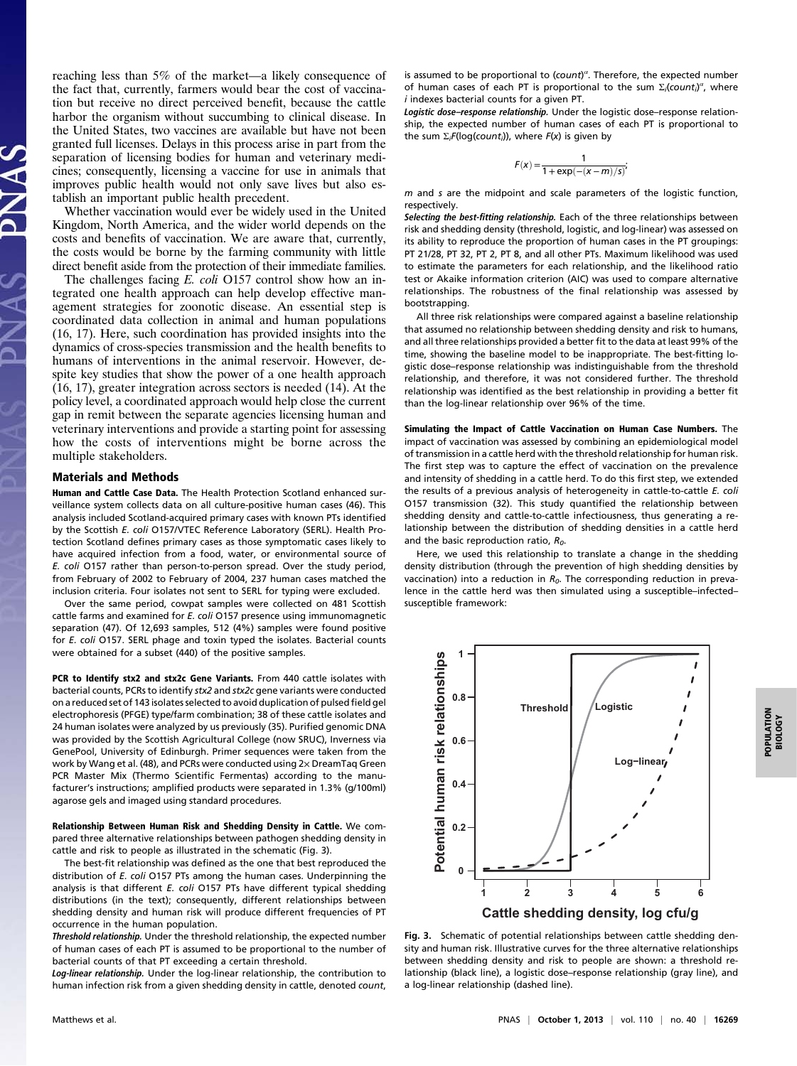reaching less than 5% of the market—a likely consequence of the fact that, currently, farmers would bear the cost of vaccination but receive no direct perceived benefit, because the cattle harbor the organism without succumbing to clinical disease. In the United States, two vaccines are available but have not been granted full licenses. Delays in this process arise in part from the separation of licensing bodies for human and veterinary medicines; consequently, licensing a vaccine for use in animals that improves public health would not only save lives but also establish an important public health precedent.

Whether vaccination would ever be widely used in the United Kingdom, North America, and the wider world depends on the costs and benefits of vaccination. We are aware that, currently, the costs would be borne by the farming community with little direct benefit aside from the protection of their immediate families.

The challenges facing *E. coli* O157 control show how an integrated one health approach can help develop effective management strategies for zoonotic disease. An essential step is coordinated data collection in animal and human populations (16, 17). Here, such coordination has provided insights into the dynamics of cross-species transmission and the health benefits to humans of interventions in the animal reservoir. However, despite key studies that show the power of a one health approach (16, 17), greater integration across sectors is needed (14). At the policy level, a coordinated approach would help close the current gap in remit between the separate agencies licensing human and veterinary interventions and provide a starting point for assessing how the costs of interventions might be borne across the multiple stakeholders.

## Materials and Methods

**Human and Cattle Case Data.** The Health Protection Scotland enhanced surveillance system collects data on all culture-positive human cases (46). This analysis included Scotland-acquired primary cases with known PTs identified by the Scottish *E. coli* O157/VTEC Reference Laboratory (SERL). Health Protection Scotland defines primary cases as those symptomatic cases likely to have acquired infection from a food, water, or environmental source of *E. coli* O157 rather than person-to-person spread. Over the study period, from February of 2002 to February of 2004, 237 human cases matched the inclusion criteria. Four isolates not sent to SERL for typing were excluded.

Over the same period, cowpat samples were collected on 481 Scottish cattle farms and examined for *E. coli* O157 presence using immunomagnetic separation (47). Of 12,693 samples, 512 (4%) samples were found positive for *E. coli* O157. SERL phage and toxin typed the isolates. Bacterial counts were obtained for a subset (440) of the positive samples.

**PCR to Identify stx2 and stx2c Gene Variants.** From 440 cattle isolates with bacterial counts, PCRs to identify *stx2* and *stx2c* gene variants were conducted on a reduced set of 143 isolates selected to avoid duplication of pulsed field gel electrophoresis (PFGE) type/farm combination; 38 of these cattle isolates and 24 human isolates were analyzed by us previously (35). Purified genomic DNA was provided by the Scottish Agricultural College (now SRUC), Inverness via GenePool, University of Edinburgh. Primer sequences were taken from the work by Wang et al. (48), and PCRs were conducted using 2× DreamTaq Green PCR Master Mix (Thermo Scientific Fermentas) according to the manufacturer's instructions; amplified products were separated in 1.3% (g/100ml) agarose gels and imaged using standard procedures.

**Relationship Between Human Risk and Shedding Density in Cattle.** We compared three alternative relationships between pathogen shedding density in cattle and risk to people as illustrated in the schematic (Fig. 3).

The best-fit relationship was defined as the one that best reproduced the distribution of *E. coli* O157 PTs among the human cases. Underpinning the analysis is that different *E. coli* O157 PTs have different typical shedding distributions (in the text); consequently, different relationships between shedding density and human risk will produce different frequencies of PT occurrence in the human population.

***Threshold relationship.*** Under the threshold relationship, the expected number of human cases of each PT is assumed to be proportional to the number of bacterial counts of that PT exceeding a certain threshold.

***Log-linear relationship.*** Under the log-linear relationship, the contribution to human infection risk from a given shedding density in cattle, denoted *count*, is assumed to be proportional to $(count)^{\alpha}$. Therefore, the expected number of human cases of each PT is proportional to the sum $\Sigma_i(count_i)^{\alpha}$, where $i$ indexes bacterial counts for a given PT.

***Logistic dose–response relationship.*** Under the logistic dose–response relationship, the expected number of human cases of each PT is proportional to the sum $\Sigma_i F(\log(count_i))$, where $F(x)$ is given by

$$F(x) = \frac{1}{1 + \exp(-(x - m)/s)};$$

$m$ and $s$ are the midpoint and scale parameters of the logistic function, respectively.

***Selecting the best-fitting relationship.*** Each of the three relationships between risk and shedding density (threshold, logistic, and log-linear) was assessed on its ability to reproduce the proportion of human cases in the PT groupings: PT 21/28, PT 32, PT 2, PT 8, and all other PTs. Maximum likelihood was used to estimate the parameters for each relationship, and the likelihood ratio test or Akaike information criterion (AIC) was used to compare alternative relationships. The robustness of the final relationship was assessed by bootstrapping.

All three risk relationships were compared against a baseline relationship that assumed no relationship between shedding density and risk to humans, and all three relationships provided a better fit to the data at least 99% of the time, showing the baseline model to be inappropriate. The best-fitting logistic dose–response relationship was indistinguishable from the threshold relationship, and therefore, it was not considered further. The threshold relationship was identified as the best relationship in providing a better fit than the log-linear relationship over 96% of the time.

**Simulating the Impact of Cattle Vaccination on Human Case Numbers.** The impact of vaccination was assessed by combining an epidemiological model of transmission in a cattle herd with the threshold relationship for human risk. The first step was to capture the effect of vaccination on the prevalence and intensity of shedding in a cattle herd. To do this first step, we extended the results of a previous analysis of heterogeneity in cattle-to-cattle *E. coli* O157 transmission (32). This study quantified the relationship between shedding density and cattle-to-cattle infectiousness, thus generating a relationship between the distribution of shedding densities in a cattle herd and the basic reproduction ratio, $R_0$.

Here, we used this relationship to translate a change in the shedding density distribution (through the prevention of high shedding densities by vaccination) into a reduction in $R_0$. The corresponding reduction in prevalence in the cattle herd was then simulated using a susceptible–infected–susceptible framework:

**Fig. 3.** Schematic of potential relationships between cattle shedding density and human risk. Illustrative curves for the three alternative relationships between shedding density and risk to people are shown: a threshold relationship (black line), a logistic dose–response relationship (gray line), and a log-linear relationship (dashed line).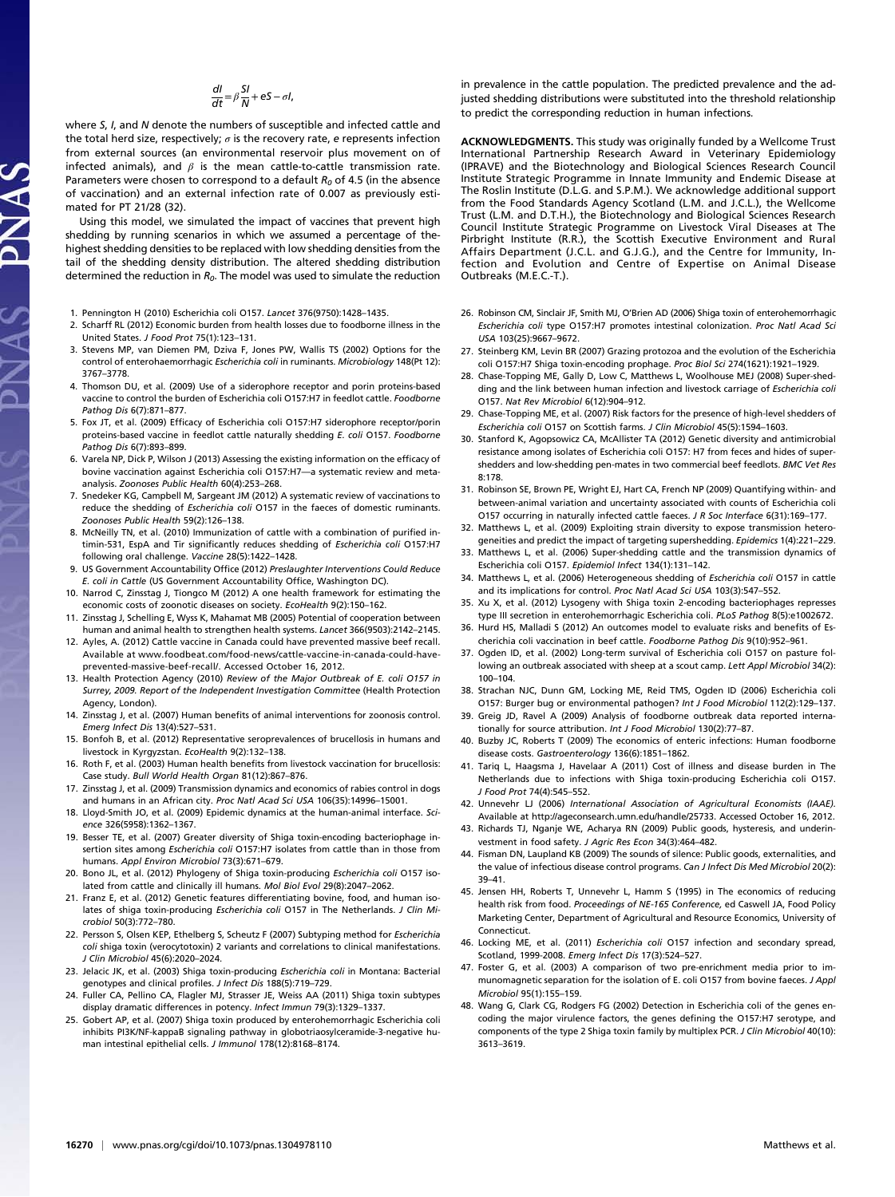$$\frac{dI}{dt} = \beta \frac{SI}{N} + eS - \sigma I,$$

where $S$, $I$, and $N$ denote the numbers of susceptible and infected cattle and the total herd size, respectively; $\sigma$ is the recovery rate, e represents infection from external sources (an environmental reservoir plus movement on of infected animals), and $\beta$ is the mean cattle-to-cattle transmission rate. Parameters were chosen to correspond to a default $R_0$ of 4.5 (in the absence of vaccination) and an external infection rate of 0.007 as previously estimated for PT 21/28 (32).

Using this model, we simulated the impact of vaccines that prevent high shedding by running scenarios in which we assumed a percentage of the highest shedding densities to be replaced with low shedding densities from the tail of the shedding density distribution. The altered shedding distribution determined the reduction in $R_0$. The model was used to simulate the reduction in prevalence in the cattle population. The predicted prevalence and the adjusted shedding distributions were substituted into the threshold relationship to predict the corresponding reduction in human infections.

**ACKNOWLEDGMENTS.** This study was originally funded by a Wellcome Trust International Partnership Research Award in Veterinary Epidemiology (IPRAVE) and the Biotechnology and Biological Sciences Research Council Institute Strategic Programme in Innate Immunity and Endemic Disease at The Roslin Institute (D.L.G. and S.P.M.). We acknowledge additional support from the Food Standards Agency Scotland (L.M. and J.C.L.), the Wellcome Trust (L.M. and D.T.H.), the Biotechnology and Biological Sciences Research Council Institute Strategic Programme on Livestock Viral Diseases at The Pirbright Institute (R.R.), the Scottish Executive Environment and Rural Affairs Department (J.C.L. and G.J.G.), and the Centre for Immunity, Infection and Evolution and Centre of Expertise on Animal Disease Outbreaks (M.E.C.-T.).

1. Pennington H (2010) Escherichia coli O157. *Lancet* 376(9750):1428–1435.
2. Scharff RL (2012) Economic burden from health losses due to foodborne illness in the United States. *J Food Prot* 75(1):123–131.
3. Stevens MP, van Diemen PM, Dziva F, Jones PW, Wallis TS (2002) Options for the control of enterohaemorrhagic *Escherichia coli* in ruminants. *Microbiology* 148(Pt 12): 3767–3778.
4. Thomson DU, et al. (2009) Use of a siderophore receptor and porin proteins-based vaccine to control the burden of Escherichia coli O157:H7 in feedlot cattle. *Foodborne Pathog Dis* 6(7):871–877.
5. Fox JT, et al. (2009) Efficacy of Escherichia coli O157:H7 siderophore receptor/porin proteins-based vaccine in feedlot cattle naturally shedding *E. coli* O157. *Foodborne Pathog Dis* 6(7):893–899.
6. Varela NP, Dick P, Wilson J (2013) Assessing the existing information on the efficacy of bovine vaccination against Escherichia coli O157:H7—a systematic review and meta-analysis. *Zoonoses Public Health* 60(4):253–268.
7. Snedeker KG, Campbell M, Sargeant JM (2012) A systematic review of vaccinations to reduce the shedding of *Escherichia coli* O157 in the faeces of domestic ruminants. *Zoonoses Public Health* 59(2):126–138.
8. McNeilly TN, et al. (2010) Immunization of cattle with a combination of purified intimin-531, EspA and Tir significantly reduces shedding of *Escherichia coli* O157:H7 following oral challenge. *Vaccine* 28(5):1422–1428.
9. US Government Accountability Office (2012) *Preslaughter Interventions Could Reduce E. coli in Cattle* (US Government Accountability Office, Washington DC).
10. Narrod C, Zinsstag J, Tiongco M (2012) A one health framework for estimating the economic costs of zoonotic diseases on society. *EcoHealth* 9(2):150–162.
11. Zinsstag J, Schelling E, Wyss K, Mahamat MB (2005) Potential of cooperation between human and animal health to strengthen health systems. *Lancet* 366(9503):2142–2145.
12. Ayles, A. (2012) Cattle vaccine in Canada could have prevented massive beef recall. Available at www.foodbeat.com/food-news/cattle-vaccine-in-canada-could-have-prevented-massive-beef-recall/. Accessed October 16, 2012.
13. Health Protection Agency (2010) *Review of the Major Outbreak of E. coli O157 in Surrey, 2009. Report of the Independent Investigation Committee* (Health Protection Agency, London).
14. Zinsstag J, et al. (2007) Human benefits of animal interventions for zoonosis control. *Emerg Infect Dis* 13(4):527–531.
15. Bonfoh B, et al. (2012) Representative seroprevalences of brucellosis in humans and livestock in Kyrgyzstan. *EcoHealth* 9(2):132–138.
16. Roth F, et al. (2003) Human health benefits from livestock vaccination for brucellosis: Case study. *Bull World Health Organ* 81(12):867–876.
17. Zinsstag J, et al. (2009) Transmission dynamics and economics of rabies control in dogs and humans in an African city. *Proc Natl Acad Sci USA* 106(35):14996–15001.
18. Lloyd-Smith JO, et al. (2009) Epidemic dynamics at the human-animal interface. *Science* 326(5958):1362–1367.
19. Besser TE, et al. (2007) Greater diversity of Shiga toxin-encoding bacteriophage insertion sites among *Escherichia coli* O157:H7 isolates from cattle than in those from humans. *Appl Environ Microbiol* 73(3):671–679.
20. Bono JL, et al. (2012) Phylogeny of Shiga toxin-producing *Escherichia coli* O157 isolated from cattle and clinically ill humans. *Mol Biol Evol* 29(8):2047–2062.
21. Franz E, et al. (2012) Genetic features differentiating bovine, food, and human isolates of shiga toxin-producing *Escherichia coli* O157 in The Netherlands. *J Clin Microbiol* 50(3):772–780.
22. Persson S, Olsen KEP, Ethelberg S, Scheutz F (2007) Subtyping method for *Escherichia coli* shiga toxin (verocytotoxin) 2 variants and correlations to clinical manifestations. *J Clin Microbiol* 45(6):2020–2024.
23. Jelacic JK, et al. (2003) Shiga toxin-producing *Escherichia coli* in Montana: Bacterial genotypes and clinical profiles. *J Infect Dis* 188(5):719–729.
24. Fuller CA, Pellino CA, Flagler MJ, Strasser JE, Weiss AA (2011) Shiga toxin subtypes display dramatic differences in potency. *Infect Immun* 79(3):1329–1337.
25. Gobert AP, et al. (2007) Shiga toxin produced by enterohemorrhagic Escherichia coli inhibits PI3K/NF-kappaB signaling pathway in globotriaosylceramide-3-negative human intestinal epithelial cells. *J Immunol* 178(12):8168–8174.
26. Robinson CM, Sinclair JF, Smith MJ, O'Brien AD (2006) Shiga toxin of enterohemorrhagic *Escherichia coli* type O157:H7 promotes intestinal colonization. *Proc Natl Acad Sci USA* 103(25):9667–9672.
27. Steinberg KM, Levin BR (2007) Grazing protozoa and the evolution of the Escherichia coli O157:H7 Shiga toxin-encoding prophage. *Proc Biol Sci* 274(1621):1921–1929.
28. Chase-Topping ME, Gally D, Low C, Matthews L, Woolhouse MEJ (2008) Super-shedding and the link between human infection and livestock carriage of *Escherichia coli* O157. *Nat Rev Microbiol* 6(12):904–912.
29. Chase-Topping ME, et al. (2007) Risk factors for the presence of high-level shedders of *Escherichia coli* O157 on Scottish farms. *J Clin Microbiol* 45(5):1594–1603.
30. Stanford K, Agopsowicz CA, McAllister TA (2012) Genetic diversity and antimicrobial resistance among isolates of Escherichia coli O157: H7 from feces and hides of super-shedders and low-shedding pen-mates in two commercial beef feedlots. *BMC Vet Res* 8:178.
31. Robinson SE, Brown PE, Wright EJ, Hart CA, French NP (2009) Quantifying within- and between-animal variation and uncertainty associated with counts of Escherichia coli O157 occurring in naturally infected cattle faeces. *J R Soc Interface* 6(31):169–177.
32. Matthews L, et al. (2009) Exploiting strain diversity to expose transmission heterogeneities and predict the impact of targeting supershedding. *Epidemics* 1(4):221–229.
33. Matthews L, et al. (2006) Super-shedding cattle and the transmission dynamics of Escherichia coli O157. *Epidemiol Infect* 134(1):131–142.
34. Matthews L, et al. (2006) Heterogeneous shedding of *Escherichia coli* O157 in cattle and its implications for control. *Proc Natl Acad Sci USA* 103(3):547–552.
35. Xu X, et al. (2012) Lysogeny with Shiga toxin 2-encoding bacteriophages represses type III secretion in enterohemorrhagic Escherichia coli. *PLoS Pathog* 8(5):e1002672.
36. Hurd HS, Malladi S (2012) An outcomes model to evaluate risks and benefits of Escherichia coli vaccination in beef cattle. *Foodborne Pathog Dis* 9(10):952–961.
37. Ogden ID, et al. (2002) Long-term survival of Escherichia coli O157 on pasture following an outbreak associated with sheep at a scout camp. *Lett Appl Microbiol* 34(2): 100–104.
38. Strachan NJC, Dunn GM, Locking ME, Reid TMS, Ogden ID (2006) Escherichia coli O157: Burger bug or environmental pathogen? *Int J Food Microbiol* 112(2):129–137.
39. Greig JD, Ravel A (2009) Analysis of foodborne outbreak data reported internationally for source attribution. *Int J Food Microbiol* 130(2):77–87.
40. Buzby JC, Roberts T (2009) The economics of enteric infections: Human foodborne disease costs. *Gastroenterology* 136(6):1851–1862.
41. Tariq L, Haagsma J, Havelaar A (2011) Cost of illness and disease burden in The Netherlands due to infections with Shiga toxin-producing Escherichia coli O157. *J Food Prot* 74(4):545–552.
42. Unnevehr LJ (2006) *International Association of Agricultural Economists (IAAE)*. Available at http://ageconsearch.umn.edu/handle/25733. Accessed October 16, 2012.
43. Richards TJ, Nganje WE, Acharya RN (2009) Public goods, hysteresis, and underinvestment in food safety. *J Agric Res Econ* 34(3):464–482.
44. Fisman DN, Laupland KB (2009) The sounds of silence: Public goods, externalities, and the value of infectious disease control programs. *Can J Infect Dis Med Microbiol* 20(2): 39–41.
45. Jensen HH, Roberts T, Unnevehr L, Hamm S (1995) In The economics of reducing health risk from food. *Proceedings of NE-165 Conference,* ed Caswell JA, Food Policy Marketing Center, Department of Agricultural and Resource Economics, University of Connecticut.
46. Locking ME, et al. (2011) *Escherichia coli* O157 infection and secondary spread, Scotland, 1999-2008. *Emerg Infect Dis* 17(3):524–527.
47. Foster G, et al. (2003) A comparison of two pre-enrichment media prior to immunomagnetic separation for the isolation of E. coli O157 from bovine faeces. *J Appl Microbiol* 95(1):155–159.
48. Wang G, Clark CG, Rodgers FG (2002) Detection in Escherichia coli of the genes encoding the major virulence factors, the genes defining the O157:H7 serotype, and components of the type 2 Shiga toxin family by multiplex PCR. *J Clin Microbiol* 40(10): 3613–3619.